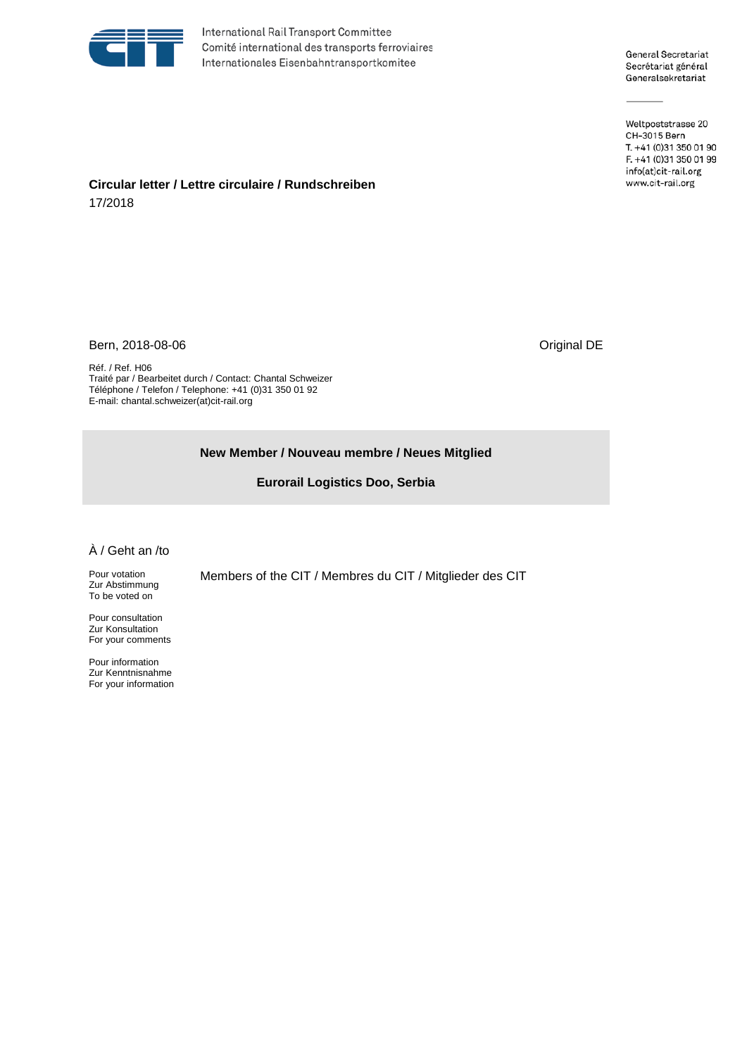International Rail Transport Committee
Comité international des transports ferroviaires
Internationales Eisenbahntransportkomitee

General Secretariat
Secrétariat général
Generalsekretariat

Weltpoststrasse 20
CH-3015 Bern
T. +41 (0)31 350 01 90
F. +41 (0)31 350 01 99
info(at)cit-rail.org
www.cit-rail.org

**Circular letter / Lettre circulaire / Rundschreiben**
17/2018

Bern, 2018-08-06

Original DE

Réf. / Ref. H06
Traité par / Bearbeitet durch / Contact: Chantal Schweizer
Téléphone / Telefon / Telephone: +41 (0)31 350 01 92
E-mail: chantal.schweizer(at)cit-rail.org

**New Member / Nouveau membre / Neues Mitglied**

**Eurorail Logistics Doo, Serbia**

À / Geht an /to

Pour votation
Zur Abstimmung
To be voted on

Members of the CIT / Membres du CIT / Mitglieder des CIT

Pour consultation
Zur Konsultation
For your comments

Pour information
Zur Kenntnisnahme
For your information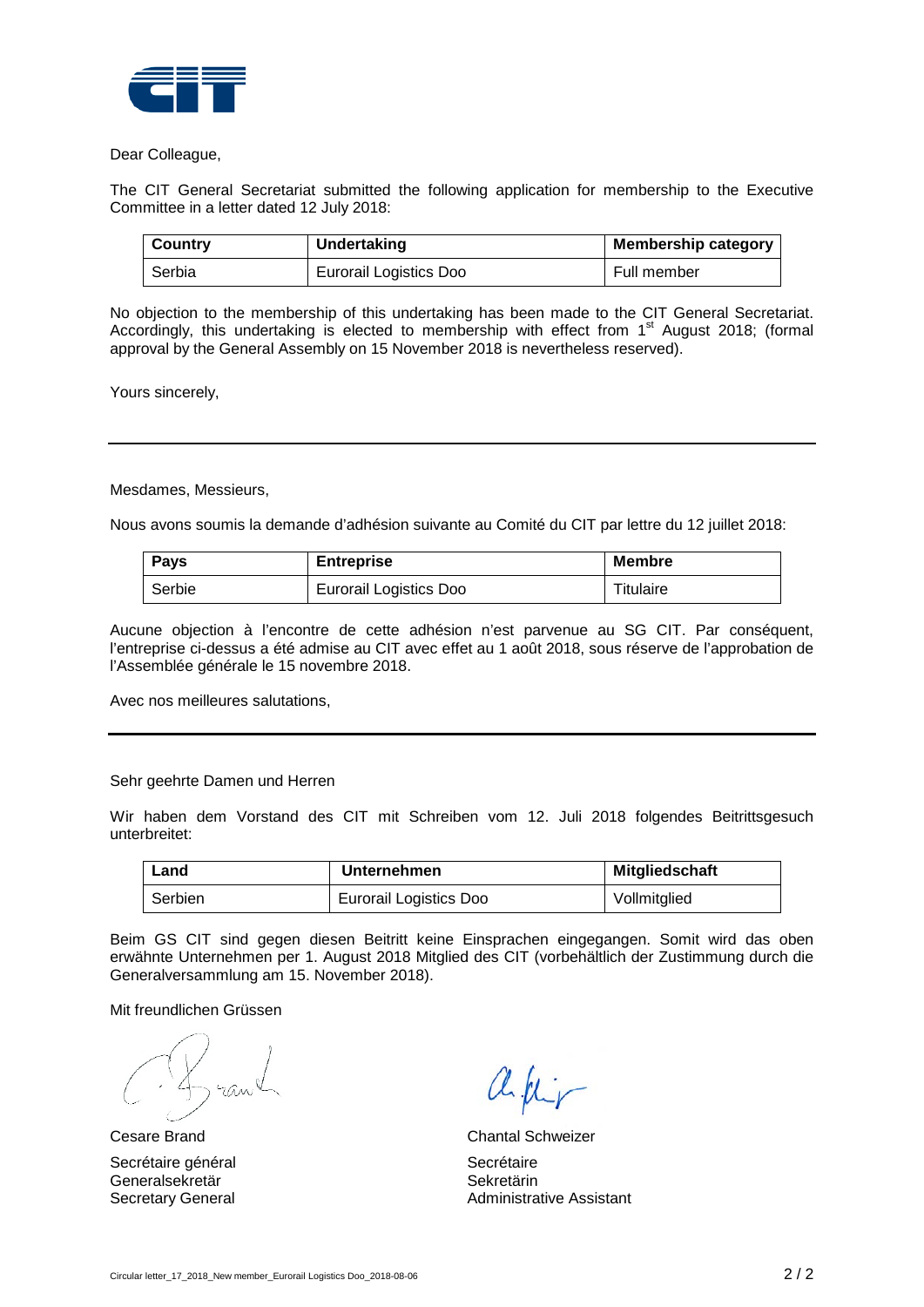Dear Colleague,

The CIT General Secretariat submitted the following application for membership to the Executive Committee in a letter dated 12 July 2018:

| Country | Undertaking | Membership category |
|---|---|---|
| Serbia | Eurorail Logistics Doo | Full member |

No objection to the membership of this undertaking has been made to the CIT General Secretariat. Accordingly, this undertaking is elected to membership with effect from 1st August 2018; (formal approval by the General Assembly on 15 November 2018 is nevertheless reserved).

Yours sincerely,

---

Mesdames, Messieurs,

Nous avons soumis la demande d'adhésion suivante au Comité du CIT par lettre du 12 juillet 2018:

| Pays | Entreprise | Membre |
|---|---|---|
| Serbie | Eurorail Logistics Doo | Titulaire |

Aucune objection à l'encontre de cette adhésion n'est parvenue au SG CIT. Par conséquent, l'entreprise ci-dessus a été admise au CIT avec effet au 1 août 2018, sous réserve de l'approbation de l'Assemblée générale le 15 novembre 2018.

Avec nos meilleures salutations,

---

Sehr geehrte Damen und Herren

Wir haben dem Vorstand des CIT mit Schreiben vom 12. Juli 2018 folgendes Beitrittsgesuch unterbreitet:

| Land | Unternehmen | Mitgliedschaft |
|---|---|---|
| Serbien | Eurorail Logistics Doo | Vollmitglied |

Beim GS CIT sind gegen diesen Beitritt keine Einsprachen eingegangen. Somit wird das oben erwähnte Unternehmen per 1. August 2018 Mitglied des CIT (vorbehältlich der Zustimmung durch die Generalversammlung am 15. November 2018).

Mit freundlichen Grüssen

Cesare Brand
Secrétaire général
Generalsekretär
Secretary General

Chantal Schweizer
Secrétaire
Sekretärin
Administrative Assistant

Circular letter_17_2018_New member_Eurorail Logistics Doo_2018-08-06